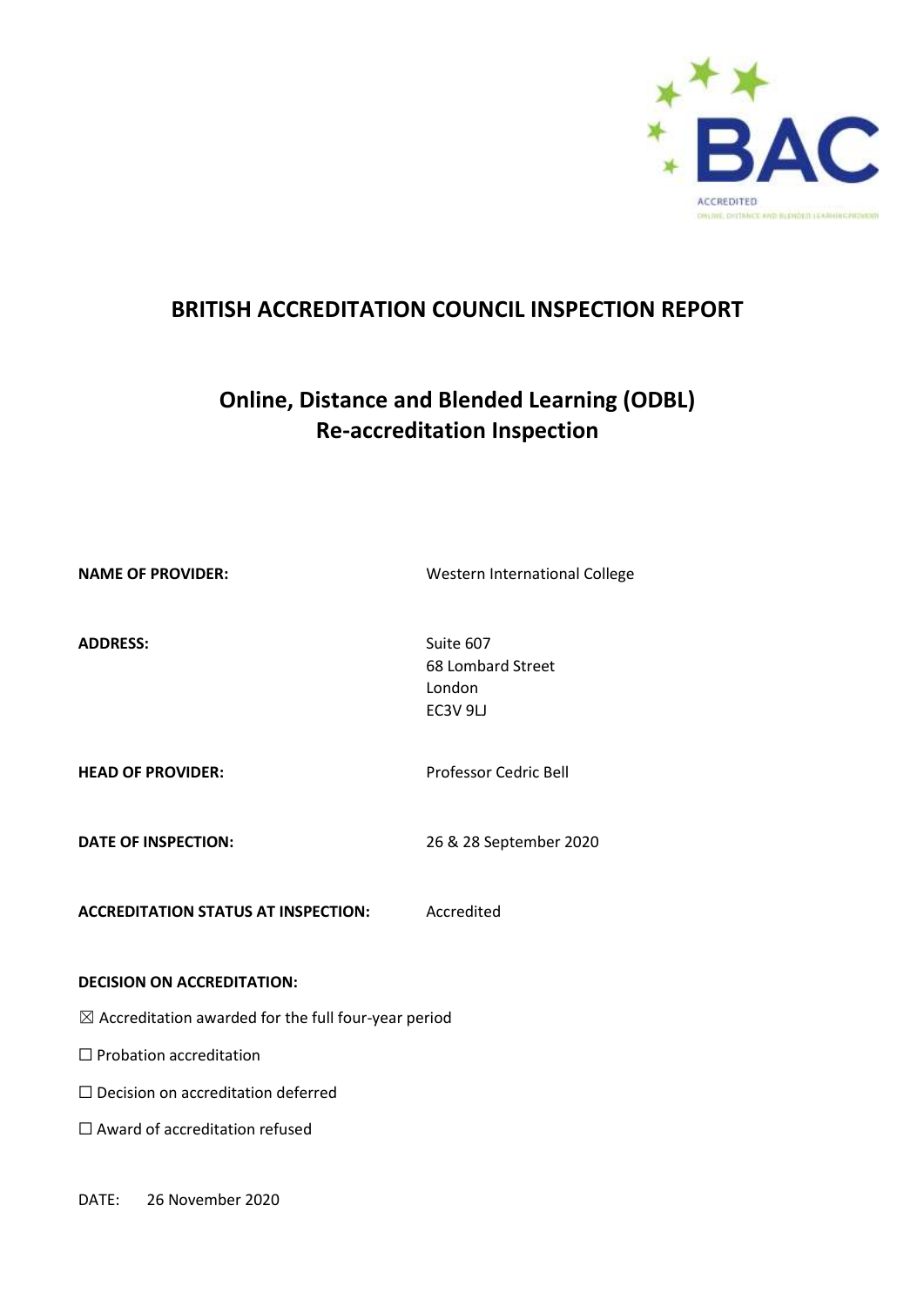# BRITISH ACCREDITATION COUNCIL INSPECTION REPORT

## Online, Distance and Blended Learning (ODBL) Re-accreditation Inspection

**NAME OF PROVIDER:** Western International College

**ADDRESS:** Suite 607
68 Lombard Street
London
EC3V 9LJ

**HEAD OF PROVIDER:** Professor Cedric Bell

**DATE OF INSPECTION:** 26 & 28 September 2020

**ACCREDITATION STATUS AT INSPECTION:** Accredited

**DECISION ON ACCREDITATION:**

☒ Accreditation awarded for the full four-year period

☐ Probation accreditation

☐ Decision on accreditation deferred

☐ Award of accreditation refused

DATE: 26 November 2020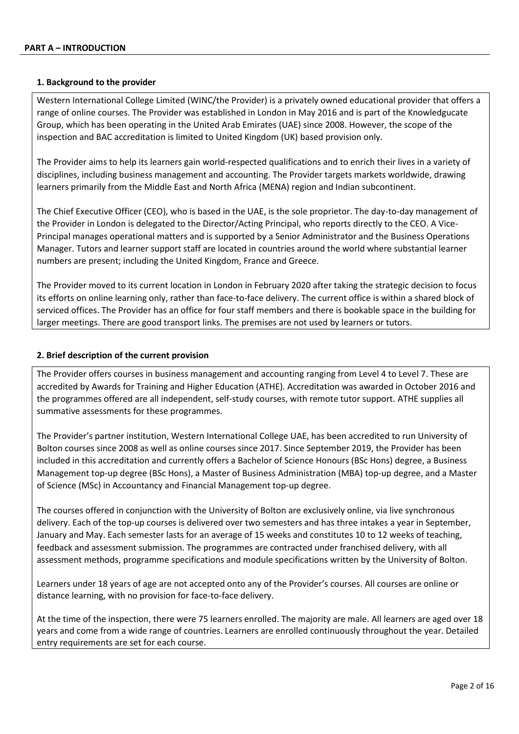## PART A – INTRODUCTION

### 1. Background to the provider

Western International College Limited (WINC/the Provider) is a privately owned educational provider that offers a range of online courses. The Provider was established in London in May 2016 and is part of the Knowledgucate Group, which has been operating in the United Arab Emirates (UAE) since 2008. However, the scope of the inspection and BAC accreditation is limited to United Kingdom (UK) based provision only.

The Provider aims to help its learners gain world-respected qualifications and to enrich their lives in a variety of disciplines, including business management and accounting. The Provider targets markets worldwide, drawing learners primarily from the Middle East and North Africa (MENA) region and Indian subcontinent.

The Chief Executive Officer (CEO), who is based in the UAE, is the sole proprietor. The day-to-day management of the Provider in London is delegated to the Director/Acting Principal, who reports directly to the CEO. A Vice-Principal manages operational matters and is supported by a Senior Administrator and the Business Operations Manager. Tutors and learner support staff are located in countries around the world where substantial learner numbers are present; including the United Kingdom, France and Greece.

The Provider moved to its current location in London in February 2020 after taking the strategic decision to focus its efforts on online learning only, rather than face-to-face delivery. The current office is within a shared block of serviced offices. The Provider has an office for four staff members and there is bookable space in the building for larger meetings. There are good transport links. The premises are not used by learners or tutors.

### 2. Brief description of the current provision

The Provider offers courses in business management and accounting ranging from Level 4 to Level 7. These are accredited by Awards for Training and Higher Education (ATHE). Accreditation was awarded in October 2016 and the programmes offered are all independent, self-study courses, with remote tutor support. ATHE supplies all summative assessments for these programmes.

The Provider's partner institution, Western International College UAE, has been accredited to run University of Bolton courses since 2008 as well as online courses since 2017. Since September 2019, the Provider has been included in this accreditation and currently offers a Bachelor of Science Honours (BSc Hons) degree, a Business Management top-up degree (BSc Hons), a Master of Business Administration (MBA) top-up degree, and a Master of Science (MSc) in Accountancy and Financial Management top-up degree.

The courses offered in conjunction with the University of Bolton are exclusively online, via live synchronous delivery. Each of the top-up courses is delivered over two semesters and has three intakes a year in September, January and May. Each semester lasts for an average of 15 weeks and constitutes 10 to 12 weeks of teaching, feedback and assessment submission. The programmes are contracted under franchised delivery, with all assessment methods, programme specifications and module specifications written by the University of Bolton.

Learners under 18 years of age are not accepted onto any of the Provider's courses. All courses are online or distance learning, with no provision for face-to-face delivery.

At the time of the inspection, there were 75 learners enrolled. The majority are male. All learners are aged over 18 years and come from a wide range of countries. Learners are enrolled continuously throughout the year. Detailed entry requirements are set for each course.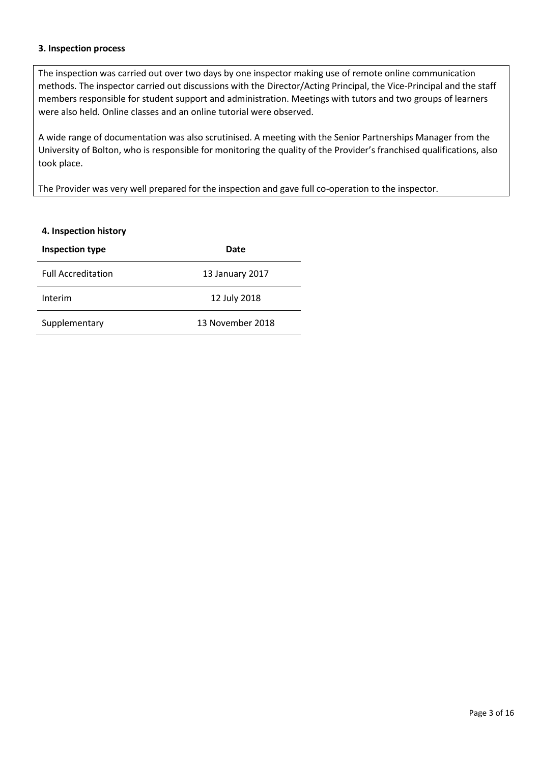### 3. Inspection process

The inspection was carried out over two days by one inspector making use of remote online communication methods. The inspector carried out discussions with the Director/Acting Principal, the Vice-Principal and the staff members responsible for student support and administration. Meetings with tutors and two groups of learners were also held. Online classes and an online tutorial were observed.

A wide range of documentation was also scrutinised. A meeting with the Senior Partnerships Manager from the University of Bolton, who is responsible for monitoring the quality of the Provider's franchised qualifications, also took place.

The Provider was very well prepared for the inspection and gave full co-operation to the inspector.

### 4. Inspection history

| Inspection type | Date |
| --- | --- |
| Full Accreditation | 13 January 2017 |
| Interim | 12 July 2018 |
| Supplementary | 13 November 2018 |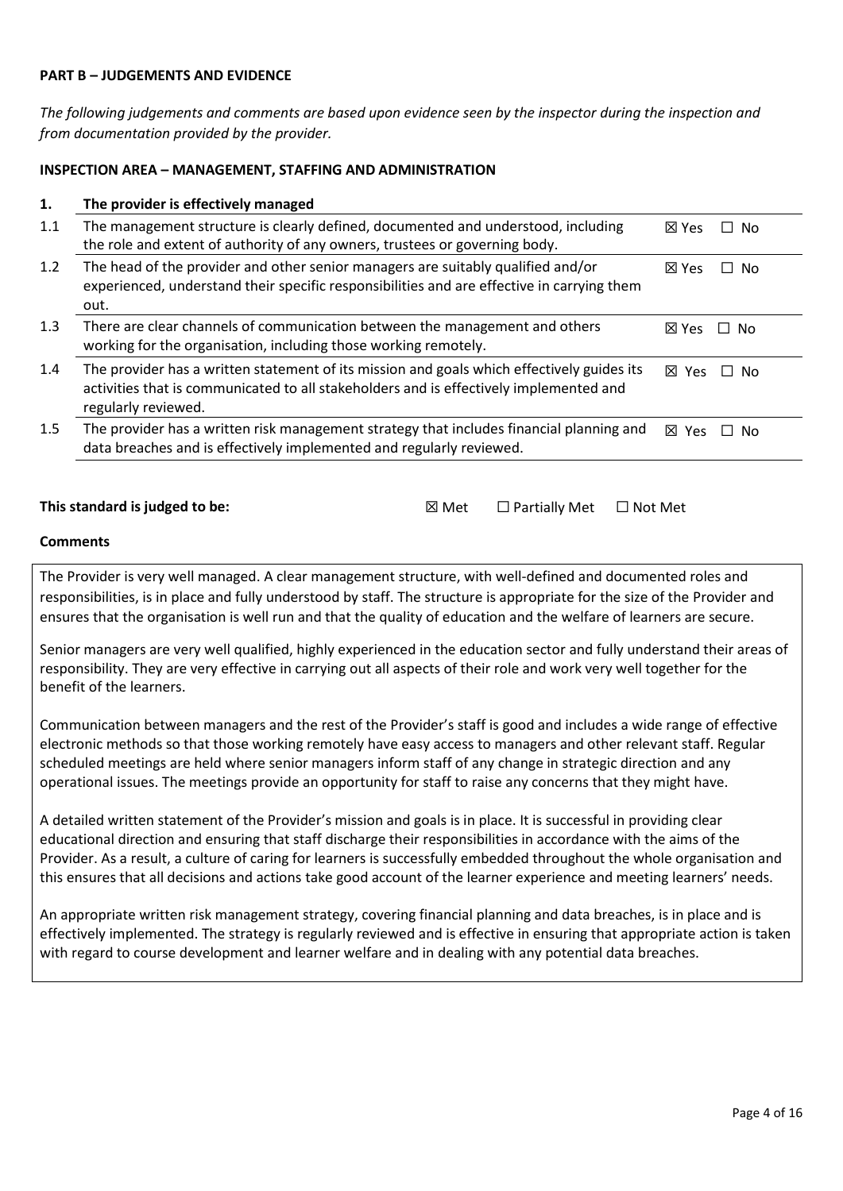**PART B – JUDGEMENTS AND EVIDENCE**

*The following judgements and comments are based upon evidence seen by the inspector during the inspection and from documentation provided by the provider.*

**INSPECTION AREA – MANAGEMENT, STAFFING AND ADMINISTRATION**

| **1.** | **The provider is effectively managed** | |
|---|---|---|
| 1.1 | The management structure is clearly defined, documented and understood, including the role and extent of authority of any owners, trustees or governing body. | ☒ Yes ☐ No |
| 1.2 | The head of the provider and other senior managers are suitably qualified and/or experienced, understand their specific responsibilities and are effective in carrying them out. | ☒ Yes ☐ No |
| 1.3 | There are clear channels of communication between the management and others working for the organisation, including those working remotely. | ☒ Yes ☐ No |
| 1.4 | The provider has a written statement of its mission and goals which effectively guides its activities that is communicated to all stakeholders and is effectively implemented and regularly reviewed. | ☒ Yes ☐ No |
| 1.5 | The provider has a written risk management strategy that includes financial planning and data breaches and is effectively implemented and regularly reviewed. | ☒ Yes ☐ No |

**This standard is judged to be:** ☒ Met ☐ Partially Met ☐ Not Met

**Comments**

The Provider is very well managed. A clear management structure, with well-defined and documented roles and responsibilities, is in place and fully understood by staff. The structure is appropriate for the size of the Provider and ensures that the organisation is well run and that the quality of education and the welfare of learners are secure.

Senior managers are very well qualified, highly experienced in the education sector and fully understand their areas of responsibility. They are very effective in carrying out all aspects of their role and work very well together for the benefit of the learners.

Communication between managers and the rest of the Provider's staff is good and includes a wide range of effective electronic methods so that those working remotely have easy access to managers and other relevant staff. Regular scheduled meetings are held where senior managers inform staff of any change in strategic direction and any operational issues. The meetings provide an opportunity for staff to raise any concerns that they might have.

A detailed written statement of the Provider's mission and goals is in place. It is successful in providing clear educational direction and ensuring that staff discharge their responsibilities in accordance with the aims of the Provider. As a result, a culture of caring for learners is successfully embedded throughout the whole organisation and this ensures that all decisions and actions take good account of the learner experience and meeting learners' needs.

An appropriate written risk management strategy, covering financial planning and data breaches, is in place and is effectively implemented. The strategy is regularly reviewed and is effective in ensuring that appropriate action is taken with regard to course development and learner welfare and in dealing with any potential data breaches.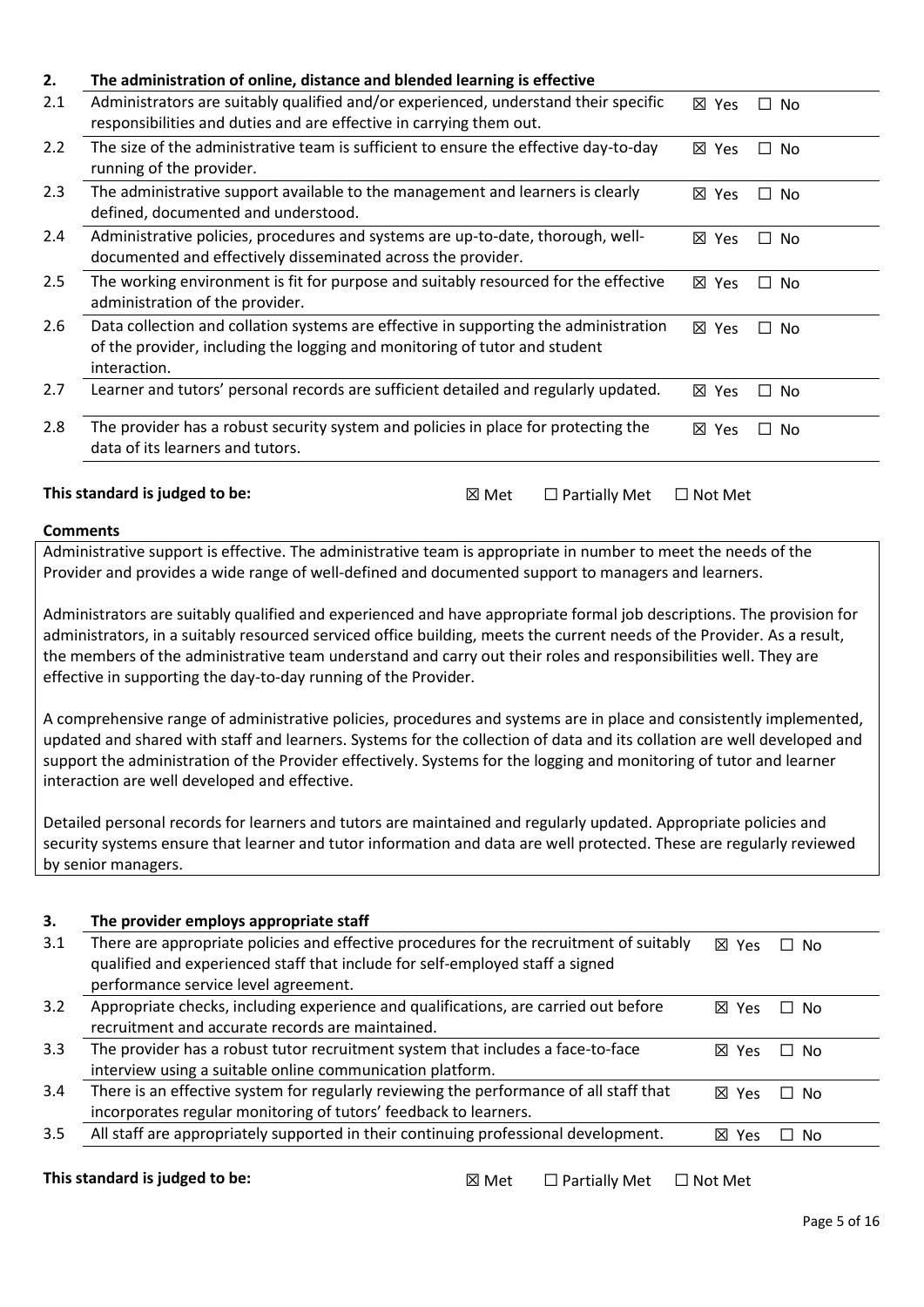## 2. The administration of online, distance and blended learning is effective

| | | |
|---|---|---|
| 2.1 | Administrators are suitably qualified and/or experienced, understand their specific responsibilities and duties and are effective in carrying them out. | ☒ Yes ☐ No |
| 2.2 | The size of the administrative team is sufficient to ensure the effective day-to-day running of the provider. | ☒ Yes ☐ No |
| 2.3 | The administrative support available to the management and learners is clearly defined, documented and understood. | ☒ Yes ☐ No |
| 2.4 | Administrative policies, procedures and systems are up-to-date, thorough, well-documented and effectively disseminated across the provider. | ☒ Yes ☐ No |
| 2.5 | The working environment is fit for purpose and suitably resourced for the effective administration of the provider. | ☒ Yes ☐ No |
| 2.6 | Data collection and collation systems are effective in supporting the administration of the provider, including the logging and monitoring of tutor and student interaction. | ☒ Yes ☐ No |
| 2.7 | Learner and tutors' personal records are sufficient detailed and regularly updated. | ☒ Yes ☐ No |
| 2.8 | The provider has a robust security system and policies in place for protecting the data of its learners and tutors. | ☒ Yes ☐ No |

**This standard is judged to be:** ☒ Met ☐ Partially Met ☐ Not Met

**Comments**

Administrative support is effective. The administrative team is appropriate in number to meet the needs of the Provider and provides a wide range of well-defined and documented support to managers and learners.

Administrators are suitably qualified and experienced and have appropriate formal job descriptions. The provision for administrators, in a suitably resourced serviced office building, meets the current needs of the Provider. As a result, the members of the administrative team understand and carry out their roles and responsibilities well. They are effective in supporting the day-to-day running of the Provider.

A comprehensive range of administrative policies, procedures and systems are in place and consistently implemented, updated and shared with staff and learners. Systems for the collection of data and its collation are well developed and support the administration of the Provider effectively. Systems for the logging and monitoring of tutor and learner interaction are well developed and effective.

Detailed personal records for learners and tutors are maintained and regularly updated. Appropriate policies and security systems ensure that learner and tutor information and data are well protected. These are regularly reviewed by senior managers.

## 3. The provider employs appropriate staff

| | | |
|---|---|---|
| 3.1 | There are appropriate policies and effective procedures for the recruitment of suitably qualified and experienced staff that include for self-employed staff a signed performance service level agreement. | ☒ Yes ☐ No |
| 3.2 | Appropriate checks, including experience and qualifications, are carried out before recruitment and accurate records are maintained. | ☒ Yes ☐ No |
| 3.3 | The provider has a robust tutor recruitment system that includes a face-to-face interview using a suitable online communication platform. | ☒ Yes ☐ No |
| 3.4 | There is an effective system for regularly reviewing the performance of all staff that incorporates regular monitoring of tutors' feedback to learners. | ☒ Yes ☐ No |
| 3.5 | All staff are appropriately supported in their continuing professional development. | ☒ Yes ☐ No |

**This standard is judged to be:** ☒ Met ☐ Partially Met ☐ Not Met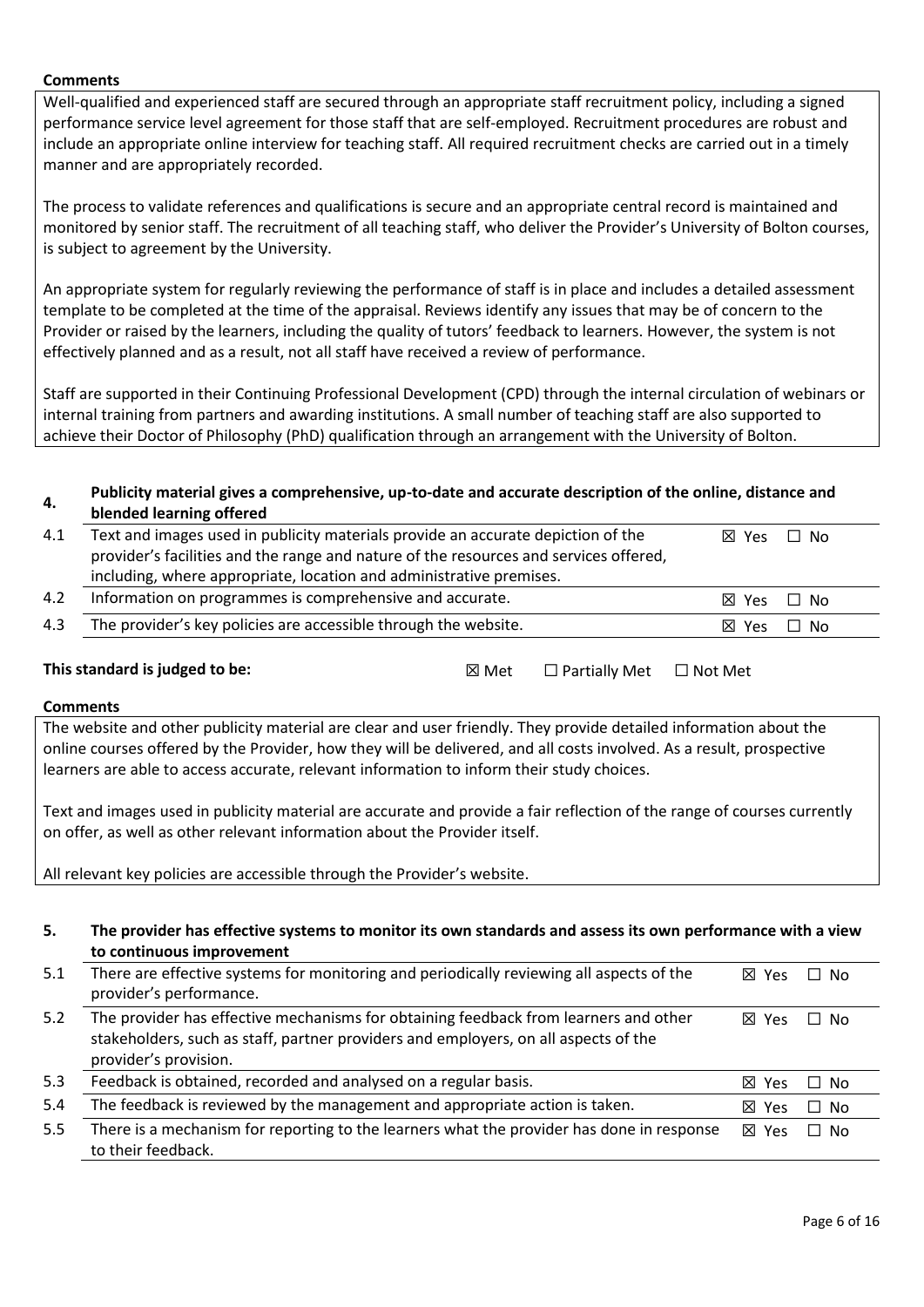**Comments**

Well-qualified and experienced staff are secured through an appropriate staff recruitment policy, including a signed performance service level agreement for those staff that are self-employed. Recruitment procedures are robust and include an appropriate online interview for teaching staff. All required recruitment checks are carried out in a timely manner and are appropriately recorded.

The process to validate references and qualifications is secure and an appropriate central record is maintained and monitored by senior staff. The recruitment of all teaching staff, who deliver the Provider's University of Bolton courses, is subject to agreement by the University.

An appropriate system for regularly reviewing the performance of staff is in place and includes a detailed assessment template to be completed at the time of the appraisal. Reviews identify any issues that may be of concern to the Provider or raised by the learners, including the quality of tutors' feedback to learners. However, the system is not effectively planned and as a result, not all staff have received a review of performance.

Staff are supported in their Continuing Professional Development (CPD) through the internal circulation of webinars or internal training from partners and awarding institutions. A small number of teaching staff are also supported to achieve their Doctor of Philosophy (PhD) qualification through an arrangement with the University of Bolton.

## 4. Publicity material gives a comprehensive, up-to-date and accurate description of the online, distance and blended learning offered

| | | |
|---|---|---|
| 4.1 | Text and images used in publicity materials provide an accurate depiction of the provider's facilities and the range and nature of the resources and services offered, including, where appropriate, location and administrative premises. | ☒ Yes ☐ No |
| 4.2 | Information on programmes is comprehensive and accurate. | ☒ Yes ☐ No |
| 4.3 | The provider's key policies are accessible through the website. | ☒ Yes ☐ No |

**This standard is judged to be:** ☒ Met ☐ Partially Met ☐ Not Met

**Comments**

The website and other publicity material are clear and user friendly. They provide detailed information about the online courses offered by the Provider, how they will be delivered, and all costs involved. As a result, prospective learners are able to access accurate, relevant information to inform their study choices.

Text and images used in publicity material are accurate and provide a fair reflection of the range of courses currently on offer, as well as other relevant information about the Provider itself.

All relevant key policies are accessible through the Provider's website.

## 5. The provider has effective systems to monitor its own standards and assess its own performance with a view to continuous improvement

| | | |
|---|---|---|
| 5.1 | There are effective systems for monitoring and periodically reviewing all aspects of the provider's performance. | ☒ Yes ☐ No |
| 5.2 | The provider has effective mechanisms for obtaining feedback from learners and other stakeholders, such as staff, partner providers and employers, on all aspects of the provider's provision. | ☒ Yes ☐ No |
| 5.3 | Feedback is obtained, recorded and analysed on a regular basis. | ☒ Yes ☐ No |
| 5.4 | The feedback is reviewed by the management and appropriate action is taken. | ☒ Yes ☐ No |
| 5.5 | There is a mechanism for reporting to the learners what the provider has done in response to their feedback. | ☒ Yes ☐ No |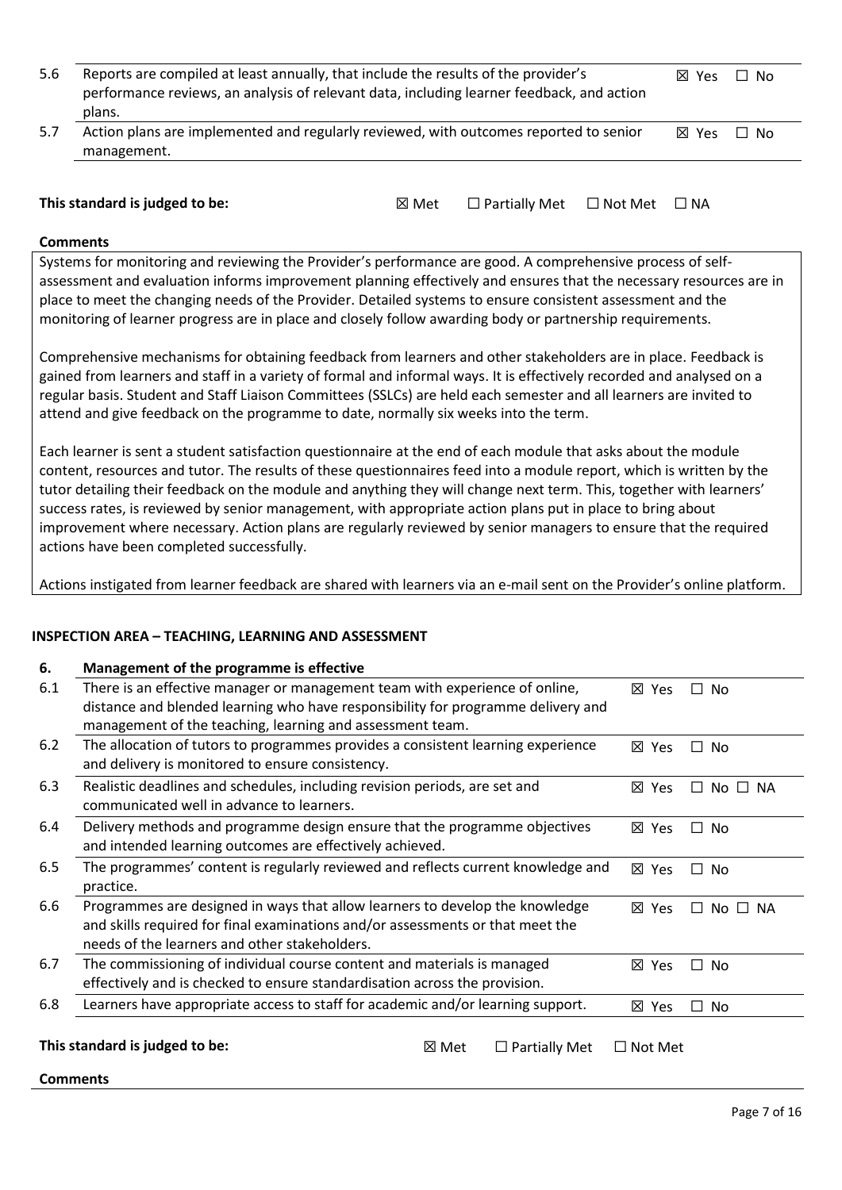| | | |
|---|---|---|
| 5.6 | Reports are compiled at least annually, that include the results of the provider's performance reviews, an analysis of relevant data, including learner feedback, and action plans. | ☒ Yes ☐ No |
| 5.7 | Action plans are implemented and regularly reviewed, with outcomes reported to senior management. | ☒ Yes ☐ No |

**This standard is judged to be:** ☒ Met ☐ Partially Met ☐ Not Met ☐ NA

**Comments**

Systems for monitoring and reviewing the Provider's performance are good. A comprehensive process of self-assessment and evaluation informs improvement planning effectively and ensures that the necessary resources are in place to meet the changing needs of the Provider. Detailed systems to ensure consistent assessment and the monitoring of learner progress are in place and closely follow awarding body or partnership requirements.

Comprehensive mechanisms for obtaining feedback from learners and other stakeholders are in place. Feedback is gained from learners and staff in a variety of formal and informal ways. It is effectively recorded and analysed on a regular basis. Student and Staff Liaison Committees (SSLCs) are held each semester and all learners are invited to attend and give feedback on the programme to date, normally six weeks into the term.

Each learner is sent a student satisfaction questionnaire at the end of each module that asks about the module content, resources and tutor. The results of these questionnaires feed into a module report, which is written by the tutor detailing their feedback on the module and anything they will change next term. This, together with learners' success rates, is reviewed by senior management, with appropriate action plans put in place to bring about improvement where necessary. Action plans are regularly reviewed by senior managers to ensure that the required actions have been completed successfully.

Actions instigated from learner feedback are shared with learners via an e-mail sent on the Provider's online platform.

## INSPECTION AREA – TEACHING, LEARNING AND ASSESSMENT

| 6. | Management of the programme is effective | |
|---|---|---|
| 6.1 | There is an effective manager or management team with experience of online, distance and blended learning who have responsibility for programme delivery and management of the teaching, learning and assessment team. | ☒ Yes ☐ No |
| 6.2 | The allocation of tutors to programmes provides a consistent learning experience and delivery is monitored to ensure consistency. | ☒ Yes ☐ No |
| 6.3 | Realistic deadlines and schedules, including revision periods, are set and communicated well in advance to learners. | ☒ Yes ☐ No ☐ NA |
| 6.4 | Delivery methods and programme design ensure that the programme objectives and intended learning outcomes are effectively achieved. | ☒ Yes ☐ No |
| 6.5 | The programmes' content is regularly reviewed and reflects current knowledge and practice. | ☒ Yes ☐ No |
| 6.6 | Programmes are designed in ways that allow learners to develop the knowledge and skills required for final examinations and/or assessments or that meet the needs of the learners and other stakeholders. | ☒ Yes ☐ No ☐ NA |
| 6.7 | The commissioning of individual course content and materials is managed effectively and is checked to ensure standardisation across the provision. | ☒ Yes ☐ No |
| 6.8 | Learners have appropriate access to staff for academic and/or learning support. | ☒ Yes ☐ No |

**This standard is judged to be:** ☒ Met ☐ Partially Met ☐ Not Met

**Comments**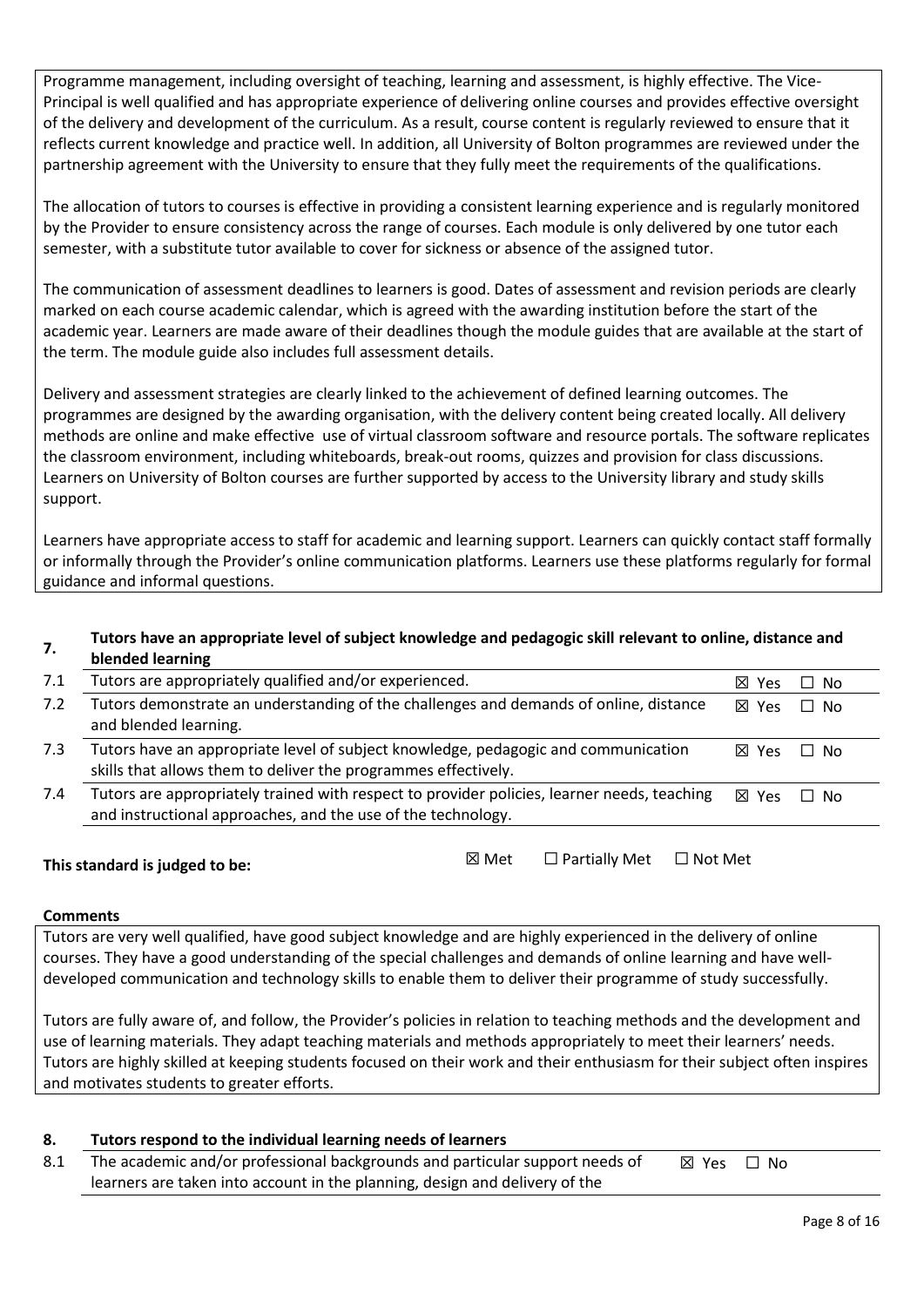Programme management, including oversight of teaching, learning and assessment, is highly effective. The Vice-Principal is well qualified and has appropriate experience of delivering online courses and provides effective oversight of the delivery and development of the curriculum. As a result, course content is regularly reviewed to ensure that it reflects current knowledge and practice well. In addition, all University of Bolton programmes are reviewed under the partnership agreement with the University to ensure that they fully meet the requirements of the qualifications.

The allocation of tutors to courses is effective in providing a consistent learning experience and is regularly monitored by the Provider to ensure consistency across the range of courses. Each module is only delivered by one tutor each semester, with a substitute tutor available to cover for sickness or absence of the assigned tutor.

The communication of assessment deadlines to learners is good. Dates of assessment and revision periods are clearly marked on each course academic calendar, which is agreed with the awarding institution before the start of the academic year. Learners are made aware of their deadlines though the module guides that are available at the start of the term. The module guide also includes full assessment details.

Delivery and assessment strategies are clearly linked to the achievement of defined learning outcomes. The programmes are designed by the awarding organisation, with the delivery content being created locally. All delivery methods are online and make effective use of virtual classroom software and resource portals. The software replicates the classroom environment, including whiteboards, break-out rooms, quizzes and provision for class discussions. Learners on University of Bolton courses are further supported by access to the University library and study skills support.

Learners have appropriate access to staff for academic and learning support. Learners can quickly contact staff formally or informally through the Provider's online communication platforms. Learners use these platforms regularly for formal guidance and informal questions.

## 7. Tutors have an appropriate level of subject knowledge and pedagogic skill relevant to online, distance and blended learning

| | | | |
|---|---|---|---|
| 7.1 | Tutors are appropriately qualified and/or experienced. | ☒ Yes | ☐ No |
| 7.2 | Tutors demonstrate an understanding of the challenges and demands of online, distance and blended learning. | ☒ Yes | ☐ No |
| 7.3 | Tutors have an appropriate level of subject knowledge, pedagogic and communication skills that allows them to deliver the programmes effectively. | ☒ Yes | ☐ No |
| 7.4 | Tutors are appropriately trained with respect to provider policies, learner needs, teaching and instructional approaches, and the use of the technology. | ☒ Yes | ☐ No |

**This standard is judged to be:** ☒ Met ☐ Partially Met ☐ Not Met

**Comments**

Tutors are very well qualified, have good subject knowledge and are highly experienced in the delivery of online courses. They have a good understanding of the special challenges and demands of online learning and have well-developed communication and technology skills to enable them to deliver their programme of study successfully.

Tutors are fully aware of, and follow, the Provider's policies in relation to teaching methods and the development and use of learning materials. They adapt teaching materials and methods appropriately to meet their learners' needs. Tutors are highly skilled at keeping students focused on their work and their enthusiasm for their subject often inspires and motivates students to greater efforts.

## 8. Tutors respond to the individual learning needs of learners

| | | | |
|---|---|---|---|
| 8.1 | The academic and/or professional backgrounds and particular support needs of learners are taken into account in the planning, design and delivery of the | ☒ Yes | ☐ No |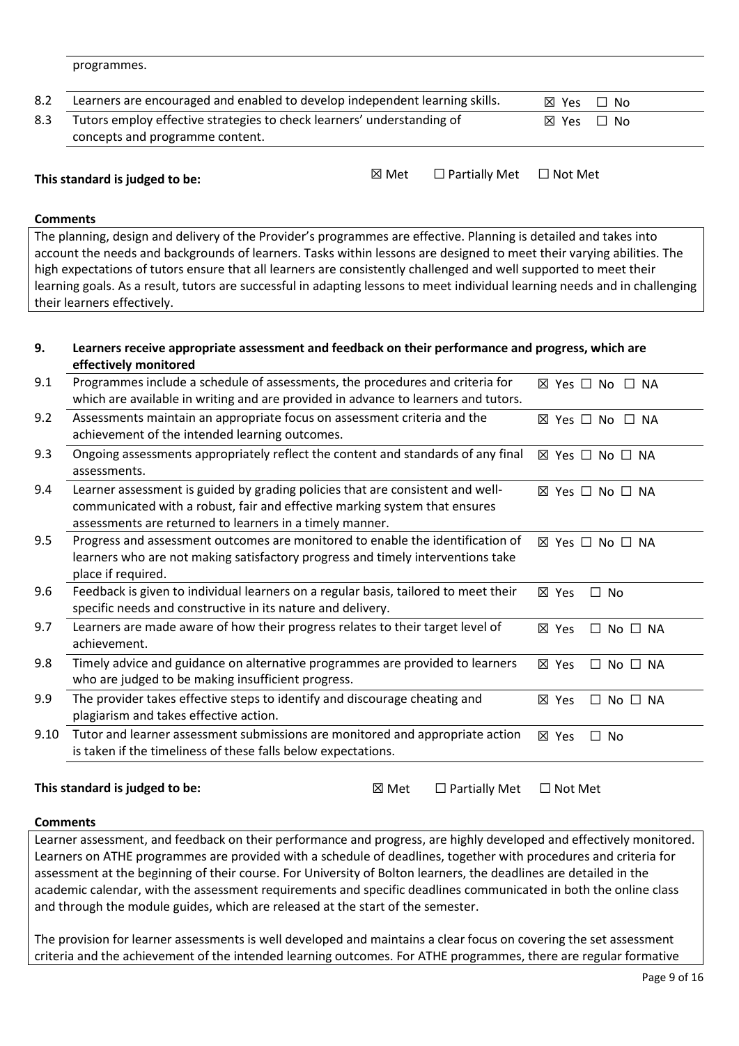programmes.

| | | |
|---|---|---|
| 8.2 | Learners are encouraged and enabled to develop independent learning skills. | ☒ Yes ☐ No |
| 8.3 | Tutors employ effective strategies to check learners' understanding of concepts and programme content. | ☒ Yes ☐ No |

**This standard is judged to be:** ☒ Met ☐ Partially Met ☐ Not Met

**Comments**

The planning, design and delivery of the Provider's programmes are effective. Planning is detailed and takes into account the needs and backgrounds of learners. Tasks within lessons are designed to meet their varying abilities. The high expectations of tutors ensure that all learners are consistently challenged and well supported to meet their learning goals. As a result, tutors are successful in adapting lessons to meet individual learning needs and in challenging their learners effectively.

**9. Learners receive appropriate assessment and feedback on their performance and progress, which are effectively monitored**

| | | |
|---|---|---|
| 9.1 | Programmes include a schedule of assessments, the procedures and criteria for which are available in writing and are provided in advance to learners and tutors. | ☒ Yes ☐ No ☐ NA |
| 9.2 | Assessments maintain an appropriate focus on assessment criteria and the achievement of the intended learning outcomes. | ☒ Yes ☐ No ☐ NA |
| 9.3 | Ongoing assessments appropriately reflect the content and standards of any final assessments. | ☒ Yes ☐ No ☐ NA |
| 9.4 | Learner assessment is guided by grading policies that are consistent and well-communicated with a robust, fair and effective marking system that ensures assessments are returned to learners in a timely manner. | ☒ Yes ☐ No ☐ NA |
| 9.5 | Progress and assessment outcomes are monitored to enable the identification of learners who are not making satisfactory progress and timely interventions take place if required. | ☒ Yes ☐ No ☐ NA |
| 9.6 | Feedback is given to individual learners on a regular basis, tailored to meet their specific needs and constructive in its nature and delivery. | ☒ Yes ☐ No |
| 9.7 | Learners are made aware of how their progress relates to their target level of achievement. | ☒ Yes ☐ No ☐ NA |
| 9.8 | Timely advice and guidance on alternative programmes are provided to learners who are judged to be making insufficient progress. | ☒ Yes ☐ No ☐ NA |
| 9.9 | The provider takes effective steps to identify and discourage cheating and plagiarism and takes effective action. | ☒ Yes ☐ No ☐ NA |
| 9.10 | Tutor and learner assessment submissions are monitored and appropriate action is taken if the timeliness of these falls below expectations. | ☒ Yes ☐ No |

**This standard is judged to be:** ☒ Met ☐ Partially Met ☐ Not Met

**Comments**

Learner assessment, and feedback on their performance and progress, are highly developed and effectively monitored. Learners on ATHE programmes are provided with a schedule of deadlines, together with procedures and criteria for assessment at the beginning of their course. For University of Bolton learners, the deadlines are detailed in the academic calendar, with the assessment requirements and specific deadlines communicated in both the online class and through the module guides, which are released at the start of the semester.

The provision for learner assessments is well developed and maintains a clear focus on covering the set assessment criteria and the achievement of the intended learning outcomes. For ATHE programmes, there are regular formative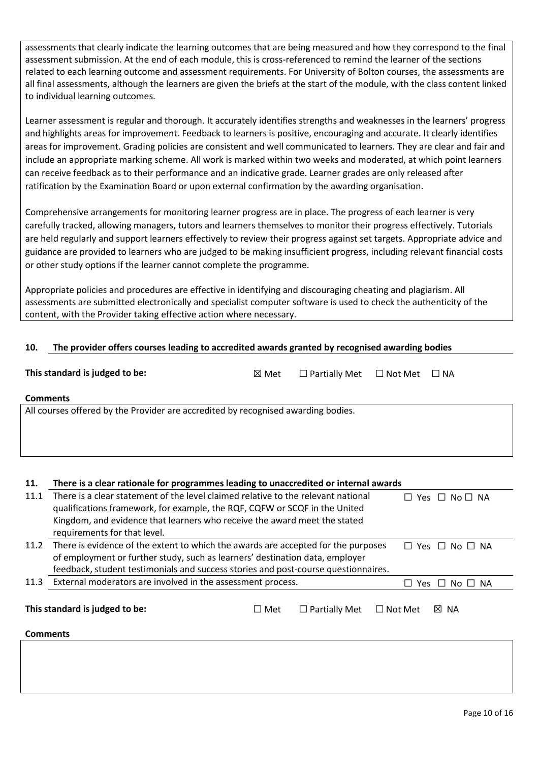assessments that clearly indicate the learning outcomes that are being measured and how they correspond to the final assessment submission. At the end of each module, this is cross-referenced to remind the learner of the sections related to each learning outcome and assessment requirements. For University of Bolton courses, the assessments are all final assessments, although the learners are given the briefs at the start of the module, with the class content linked to individual learning outcomes.

Learner assessment is regular and thorough. It accurately identifies strengths and weaknesses in the learners' progress and highlights areas for improvement. Feedback to learners is positive, encouraging and accurate. It clearly identifies areas for improvement. Grading policies are consistent and well communicated to learners. They are clear and fair and include an appropriate marking scheme. All work is marked within two weeks and moderated, at which point learners can receive feedback as to their performance and an indicative grade. Learner grades are only released after ratification by the Examination Board or upon external confirmation by the awarding organisation.

Comprehensive arrangements for monitoring learner progress are in place. The progress of each learner is very carefully tracked, allowing managers, tutors and learners themselves to monitor their progress effectively. Tutorials are held regularly and support learners effectively to review their progress against set targets. Appropriate advice and guidance are provided to learners who are judged to be making insufficient progress, including relevant financial costs or other study options if the learner cannot complete the programme.

Appropriate policies and procedures are effective in identifying and discouraging cheating and plagiarism. All assessments are submitted electronically and specialist computer software is used to check the authenticity of the content, with the Provider taking effective action where necessary.

## 10. The provider offers courses leading to accredited awards granted by recognised awarding bodies

**This standard is judged to be:** ☒ Met ☐ Partially Met ☐ Not Met ☐ NA

**Comments**

All courses offered by the Provider are accredited by recognised awarding bodies.

## 11. There is a clear rationale for programmes leading to unaccredited or internal awards

| | | |
|---|---|---|
| 11.1 | There is a clear statement of the level claimed relative to the relevant national qualifications framework, for example, the RQF, CQFW or SCQF in the United Kingdom, and evidence that learners who receive the award meet the stated requirements for that level. | ☐ Yes ☐ No ☐ NA |
| 11.2 | There is evidence of the extent to which the awards are accepted for the purposes of employment or further study, such as learners' destination data, employer feedback, student testimonials and success stories and post-course questionnaires. | ☐ Yes ☐ No ☐ NA |
| 11.3 | External moderators are involved in the assessment process. | ☐ Yes ☐ No ☐ NA |

**This standard is judged to be:** ☐ Met ☐ Partially Met ☐ Not Met ☒ NA

**Comments**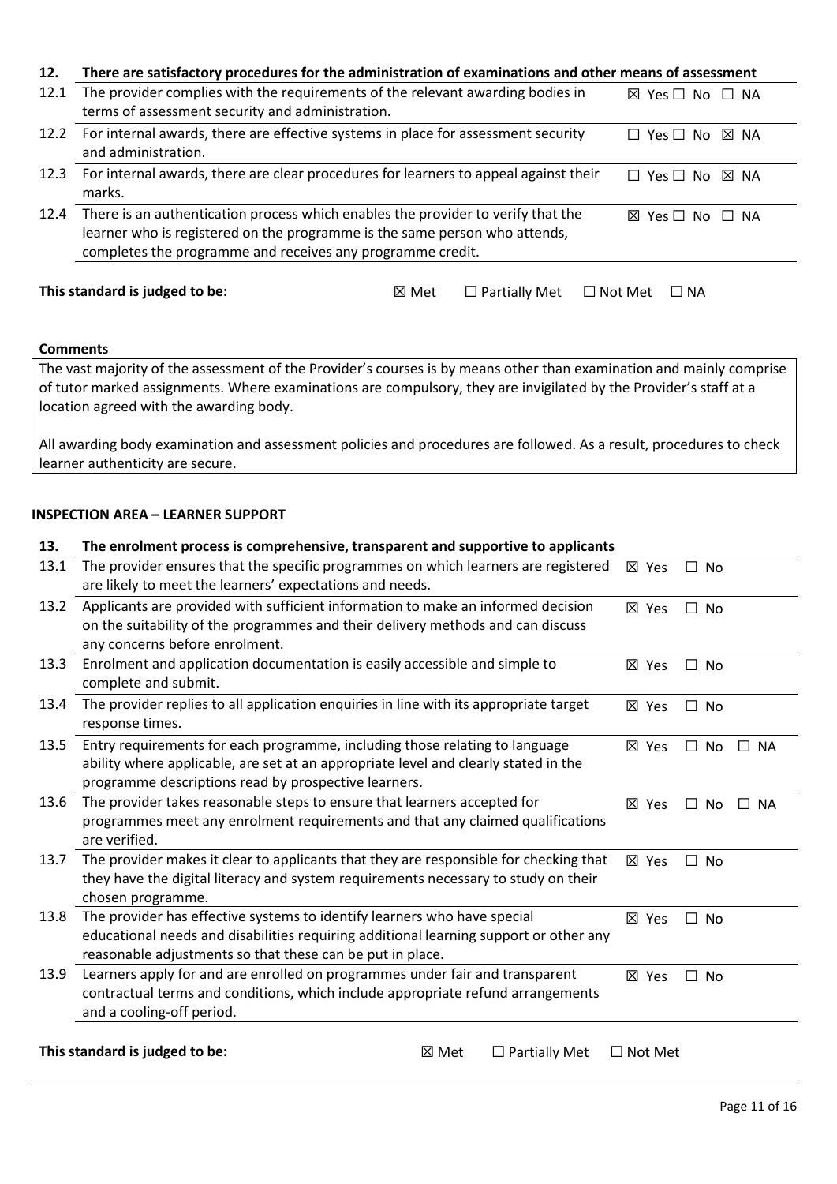| 12. | There are satisfactory procedures for the administration of examinations and other means of assessment | |
|---|---|---|
| 12.1 | The provider complies with the requirements of the relevant awarding bodies in terms of assessment security and administration. | ☒ Yes ☐ No ☐ NA |
| 12.2 | For internal awards, there are effective systems in place for assessment security and administration. | ☐ Yes ☐ No ☒ NA |
| 12.3 | For internal awards, there are clear procedures for learners to appeal against their marks. | ☐ Yes ☐ No ☒ NA |
| 12.4 | There is an authentication process which enables the provider to verify that the learner who is registered on the programme is the same person who attends, completes the programme and receives any programme credit. | ☒ Yes ☐ No ☐ NA |

**This standard is judged to be:** ☒ Met ☐ Partially Met ☐ Not Met ☐ NA

**Comments**

The vast majority of the assessment of the Provider's courses is by means other than examination and mainly comprise of tutor marked assignments. Where examinations are compulsory, they are invigilated by the Provider's staff at a location agreed with the awarding body.

All awarding body examination and assessment policies and procedures are followed. As a result, procedures to check learner authenticity are secure.

**INSPECTION AREA – LEARNER SUPPORT**

| 13. | The enrolment process is comprehensive, transparent and supportive to applicants | |
|---|---|---|
| 13.1 | The provider ensures that the specific programmes on which learners are registered are likely to meet the learners' expectations and needs. | ☒ Yes ☐ No |
| 13.2 | Applicants are provided with sufficient information to make an informed decision on the suitability of the programmes and their delivery methods and can discuss any concerns before enrolment. | ☒ Yes ☐ No |
| 13.3 | Enrolment and application documentation is easily accessible and simple to complete and submit. | ☒ Yes ☐ No |
| 13.4 | The provider replies to all application enquiries in line with its appropriate target response times. | ☒ Yes ☐ No |
| 13.5 | Entry requirements for each programme, including those relating to language ability where applicable, are set at an appropriate level and clearly stated in the programme descriptions read by prospective learners. | ☒ Yes ☐ No ☐ NA |
| 13.6 | The provider takes reasonable steps to ensure that learners accepted for programmes meet any enrolment requirements and that any claimed qualifications are verified. | ☒ Yes ☐ No ☐ NA |
| 13.7 | The provider makes it clear to applicants that they are responsible for checking that they have the digital literacy and system requirements necessary to study on their chosen programme. | ☒ Yes ☐ No |
| 13.8 | The provider has effective systems to identify learners who have special educational needs and disabilities requiring additional learning support or other any reasonable adjustments so that these can be put in place. | ☒ Yes ☐ No |
| 13.9 | Learners apply for and are enrolled on programmes under fair and transparent contractual terms and conditions, which include appropriate refund arrangements and a cooling-off period. | ☒ Yes ☐ No |

**This standard is judged to be:** ☒ Met ☐ Partially Met ☐ Not Met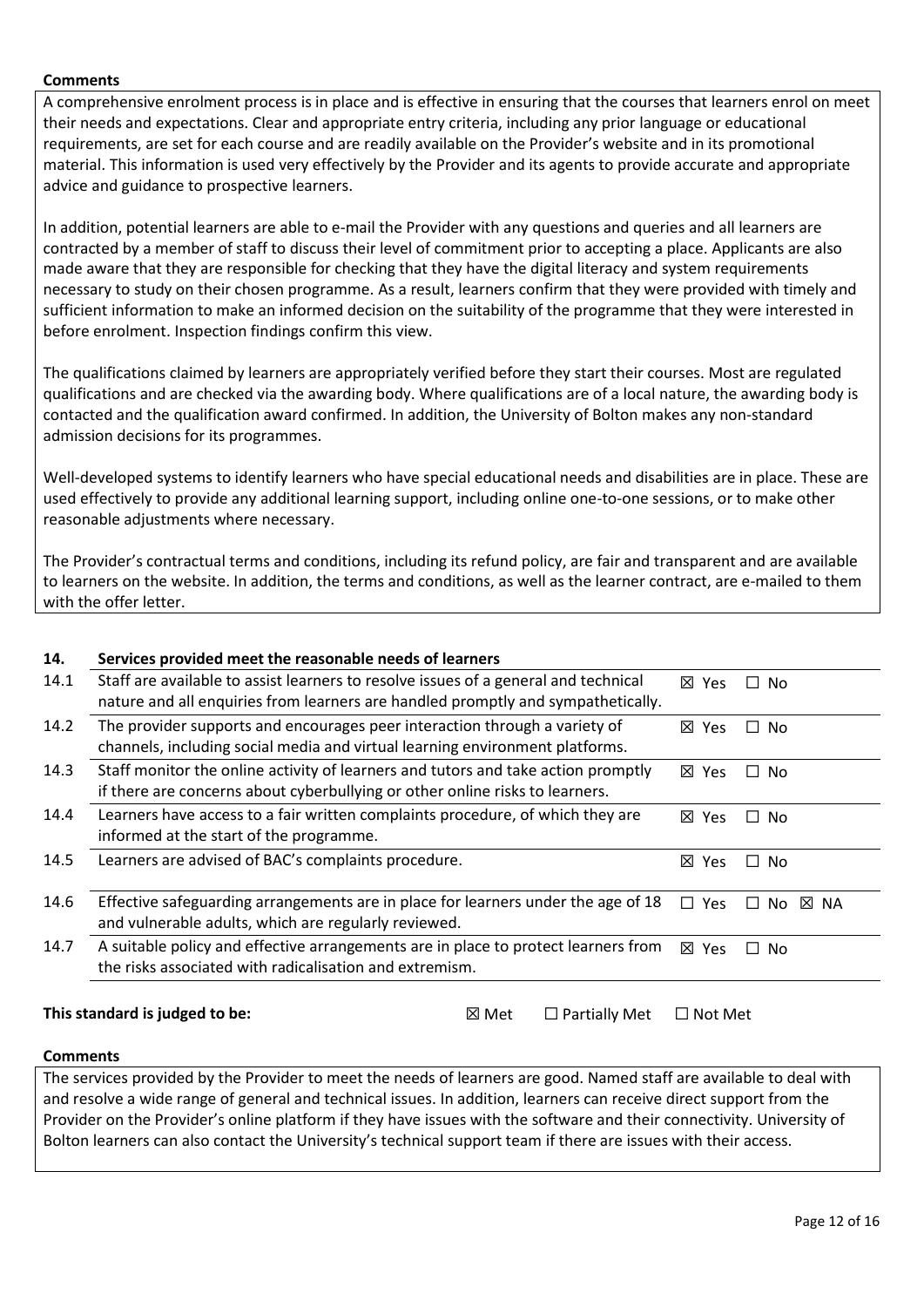**Comments**

A comprehensive enrolment process is in place and is effective in ensuring that the courses that learners enrol on meet their needs and expectations. Clear and appropriate entry criteria, including any prior language or educational requirements, are set for each course and are readily available on the Provider's website and in its promotional material. This information is used very effectively by the Provider and its agents to provide accurate and appropriate advice and guidance to prospective learners.

In addition, potential learners are able to e-mail the Provider with any questions and queries and all learners are contracted by a member of staff to discuss their level of commitment prior to accepting a place. Applicants are also made aware that they are responsible for checking that they have the digital literacy and system requirements necessary to study on their chosen programme. As a result, learners confirm that they were provided with timely and sufficient information to make an informed decision on the suitability of the programme that they were interested in before enrolment. Inspection findings confirm this view.

The qualifications claimed by learners are appropriately verified before they start their courses. Most are regulated qualifications and are checked via the awarding body. Where qualifications are of a local nature, the awarding body is contacted and the qualification award confirmed. In addition, the University of Bolton makes any non-standard admission decisions for its programmes.

Well-developed systems to identify learners who have special educational needs and disabilities are in place. These are used effectively to provide any additional learning support, including online one-to-one sessions, or to make other reasonable adjustments where necessary.

The Provider's contractual terms and conditions, including its refund policy, are fair and transparent and are available to learners on the website. In addition, the terms and conditions, as well as the learner contract, are e-mailed to them with the offer letter.

| 14. | Services provided meet the reasonable needs of learners | |
|---|---|---|
| 14.1 | Staff are available to assist learners to resolve issues of a general and technical nature and all enquiries from learners are handled promptly and sympathetically. | ☒ Yes ☐ No |
| 14.2 | The provider supports and encourages peer interaction through a variety of channels, including social media and virtual learning environment platforms. | ☒ Yes ☐ No |
| 14.3 | Staff monitor the online activity of learners and tutors and take action promptly if there are concerns about cyberbullying or other online risks to learners. | ☒ Yes ☐ No |
| 14.4 | Learners have access to a fair written complaints procedure, of which they are informed at the start of the programme. | ☒ Yes ☐ No |
| 14.5 | Learners are advised of BAC's complaints procedure. | ☒ Yes ☐ No |
| 14.6 | Effective safeguarding arrangements are in place for learners under the age of 18 and vulnerable adults, which are regularly reviewed. | ☐ Yes ☐ No ☒ NA |
| 14.7 | A suitable policy and effective arrangements are in place to protect learners from the risks associated with radicalisation and extremism. | ☒ Yes ☐ No |

**This standard is judged to be:** ☒ Met ☐ Partially Met ☐ Not Met

**Comments**

The services provided by the Provider to meet the needs of learners are good. Named staff are available to deal with and resolve a wide range of general and technical issues. In addition, learners can receive direct support from the Provider on the Provider's online platform if they have issues with the software and their connectivity. University of Bolton learners can also contact the University's technical support team if there are issues with their access.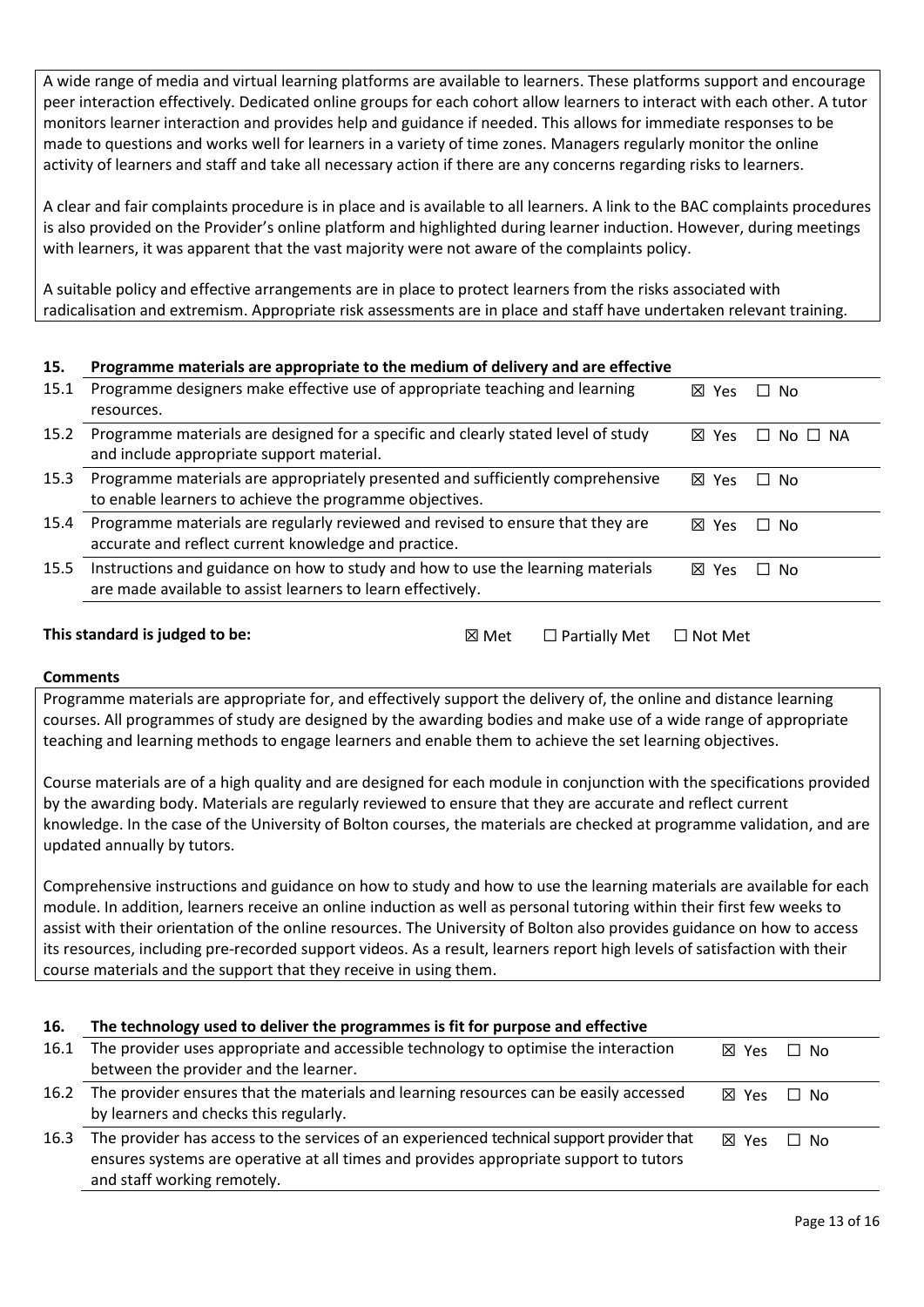A wide range of media and virtual learning platforms are available to learners. These platforms support and encourage peer interaction effectively. Dedicated online groups for each cohort allow learners to interact with each other. A tutor monitors learner interaction and provides help and guidance if needed. This allows for immediate responses to be made to questions and works well for learners in a variety of time zones. Managers regularly monitor the online activity of learners and staff and take all necessary action if there are any concerns regarding risks to learners.

A clear and fair complaints procedure is in place and is available to all learners. A link to the BAC complaints procedures is also provided on the Provider's online platform and highlighted during learner induction. However, during meetings with learners, it was apparent that the vast majority were not aware of the complaints policy.

A suitable policy and effective arrangements are in place to protect learners from the risks associated with radicalisation and extremism. Appropriate risk assessments are in place and staff have undertaken relevant training.

## 15. Programme materials are appropriate to the medium of delivery and are effective

| | | |
|---|---|---|
| 15.1 | Programme designers make effective use of appropriate teaching and learning resources. | ☒ Yes ☐ No |
| 15.2 | Programme materials are designed for a specific and clearly stated level of study and include appropriate support material. | ☒ Yes ☐ No ☐ NA |
| 15.3 | Programme materials are appropriately presented and sufficiently comprehensive to enable learners to achieve the programme objectives. | ☒ Yes ☐ No |
| 15.4 | Programme materials are regularly reviewed and revised to ensure that they are accurate and reflect current knowledge and practice. | ☒ Yes ☐ No |
| 15.5 | Instructions and guidance on how to study and how to use the learning materials are made available to assist learners to learn effectively. | ☒ Yes ☐ No |

**This standard is judged to be:** ☒ Met ☐ Partially Met ☐ Not Met

**Comments**

Programme materials are appropriate for, and effectively support the delivery of, the online and distance learning courses. All programmes of study are designed by the awarding bodies and make use of a wide range of appropriate teaching and learning methods to engage learners and enable them to achieve the set learning objectives.

Course materials are of a high quality and are designed for each module in conjunction with the specifications provided by the awarding body. Materials are regularly reviewed to ensure that they are accurate and reflect current knowledge. In the case of the University of Bolton courses, the materials are checked at programme validation, and are updated annually by tutors.

Comprehensive instructions and guidance on how to study and how to use the learning materials are available for each module. In addition, learners receive an online induction as well as personal tutoring within their first few weeks to assist with their orientation of the online resources. The University of Bolton also provides guidance on how to access its resources, including pre-recorded support videos. As a result, learners report high levels of satisfaction with their course materials and the support that they receive in using them.

## 16. The technology used to deliver the programmes is fit for purpose and effective

| | | |
|---|---|---|
| 16.1 | The provider uses appropriate and accessible technology to optimise the interaction between the provider and the learner. | ☒ Yes ☐ No |
| 16.2 | The provider ensures that the materials and learning resources can be easily accessed by learners and checks this regularly. | ☒ Yes ☐ No |
| 16.3 | The provider has access to the services of an experienced technical support provider that ensures systems are operative at all times and provides appropriate support to tutors and staff working remotely. | ☒ Yes ☐ No |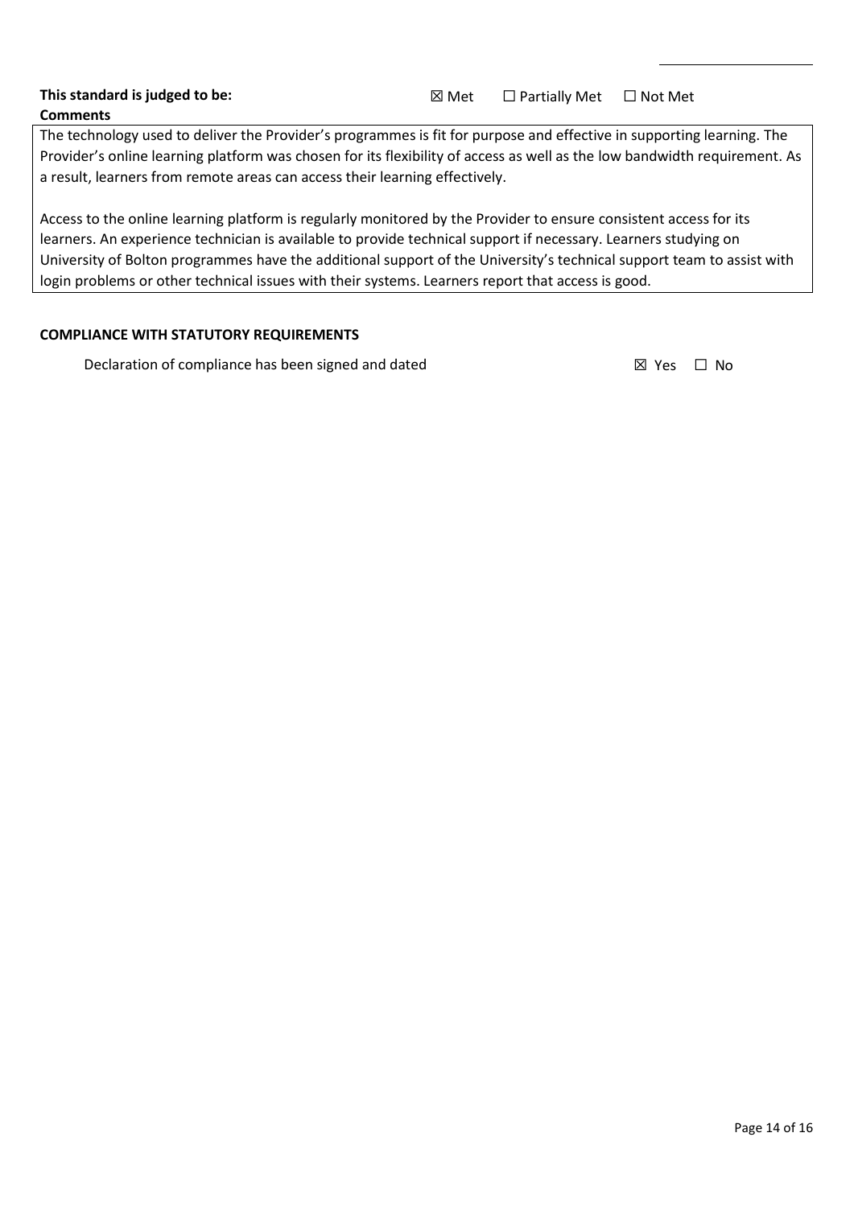**This standard is judged to be:** ☒ Met ☐ Partially Met ☐ Not Met

**Comments**

The technology used to deliver the Provider's programmes is fit for purpose and effective in supporting learning. The Provider's online learning platform was chosen for its flexibility of access as well as the low bandwidth requirement. As a result, learners from remote areas can access their learning effectively.

Access to the online learning platform is regularly monitored by the Provider to ensure consistent access for its learners. An experience technician is available to provide technical support if necessary. Learners studying on University of Bolton programmes have the additional support of the University's technical support team to assist with login problems or other technical issues with their systems. Learners report that access is good.

**COMPLIANCE WITH STATUTORY REQUIREMENTS**

Declaration of compliance has been signed and dated ☒ Yes ☐ No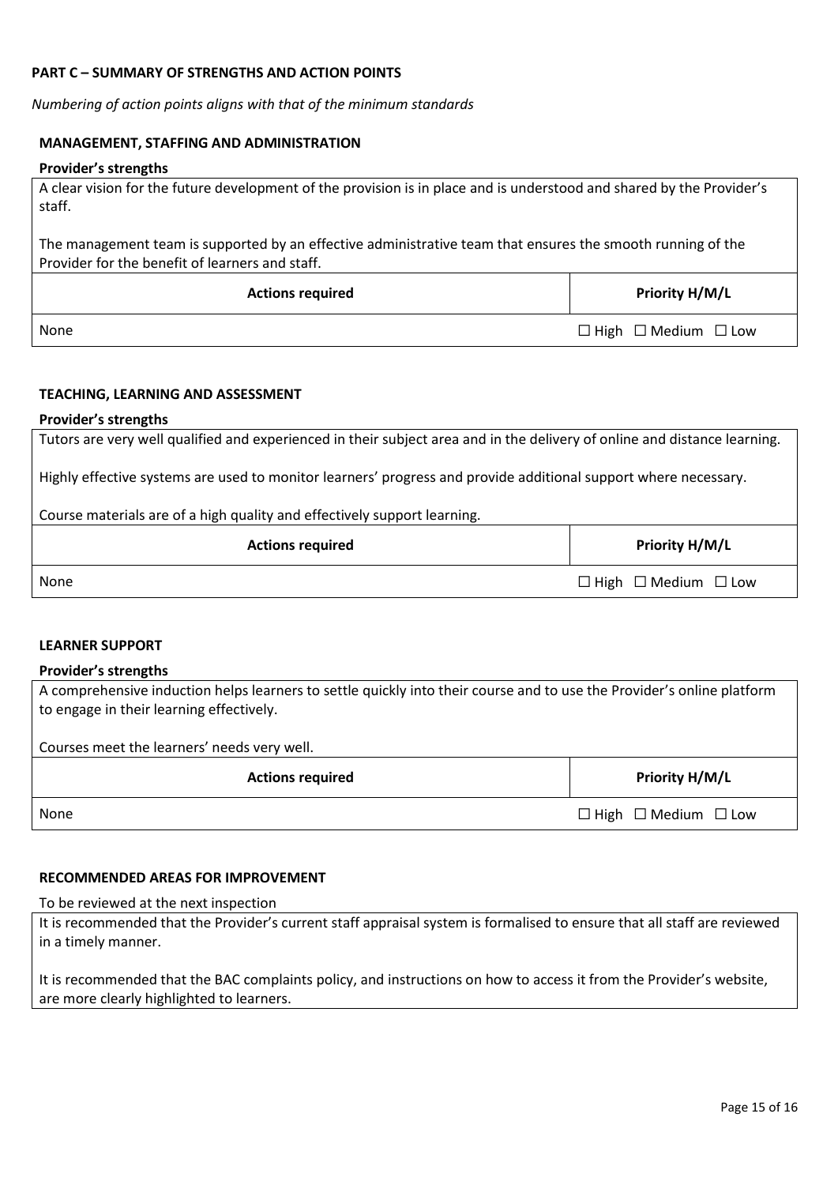## PART C – SUMMARY OF STRENGTHS AND ACTION POINTS

*Numbering of action points aligns with that of the minimum standards*

### MANAGEMENT, STAFFING AND ADMINISTRATION

**Provider's strengths**

A clear vision for the future development of the provision is in place and is understood and shared by the Provider's staff.

The management team is supported by an effective administrative team that ensures the smooth running of the Provider for the benefit of learners and staff.

| Actions required | Priority H/M/L |
|---|---|
| None | ☐ High ☐ Medium ☐ Low |

### TEACHING, LEARNING AND ASSESSMENT

**Provider's strengths**

Tutors are very well qualified and experienced in their subject area and in the delivery of online and distance learning.

Highly effective systems are used to monitor learners' progress and provide additional support where necessary.

Course materials are of a high quality and effectively support learning.

| Actions required | Priority H/M/L |
|---|---|
| None | ☐ High ☐ Medium ☐ Low |

### LEARNER SUPPORT

**Provider's strengths**

A comprehensive induction helps learners to settle quickly into their course and to use the Provider's online platform to engage in their learning effectively.

Courses meet the learners' needs very well.

| Actions required | Priority H/M/L |
|---|---|
| None | ☐ High ☐ Medium ☐ Low |

### RECOMMENDED AREAS FOR IMPROVEMENT

To be reviewed at the next inspection

It is recommended that the Provider's current staff appraisal system is formalised to ensure that all staff are reviewed in a timely manner.

It is recommended that the BAC complaints policy, and instructions on how to access it from the Provider's website, are more clearly highlighted to learners.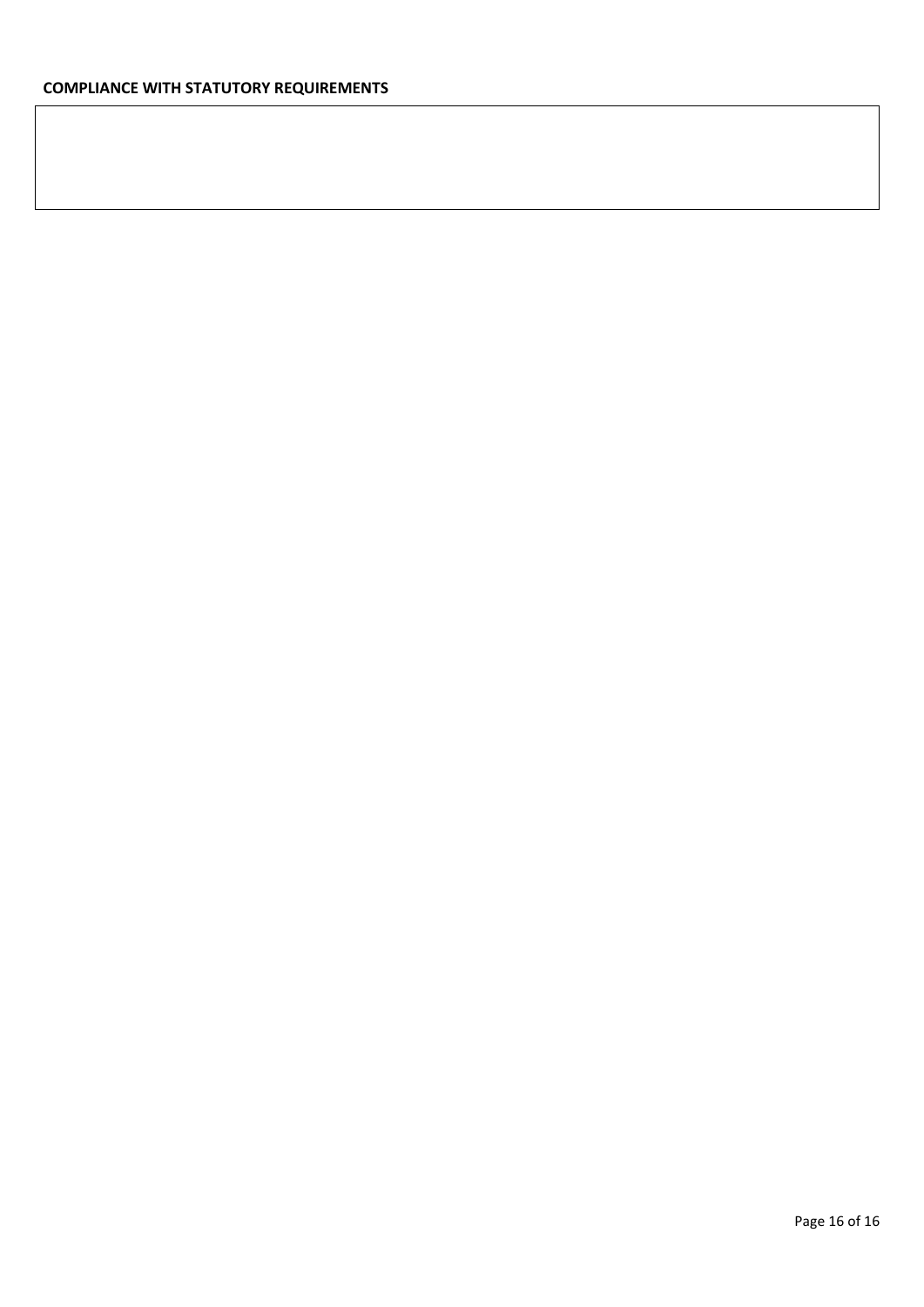**COMPLIANCE WITH STATUTORY REQUIREMENTS**

| |
|---|
| |